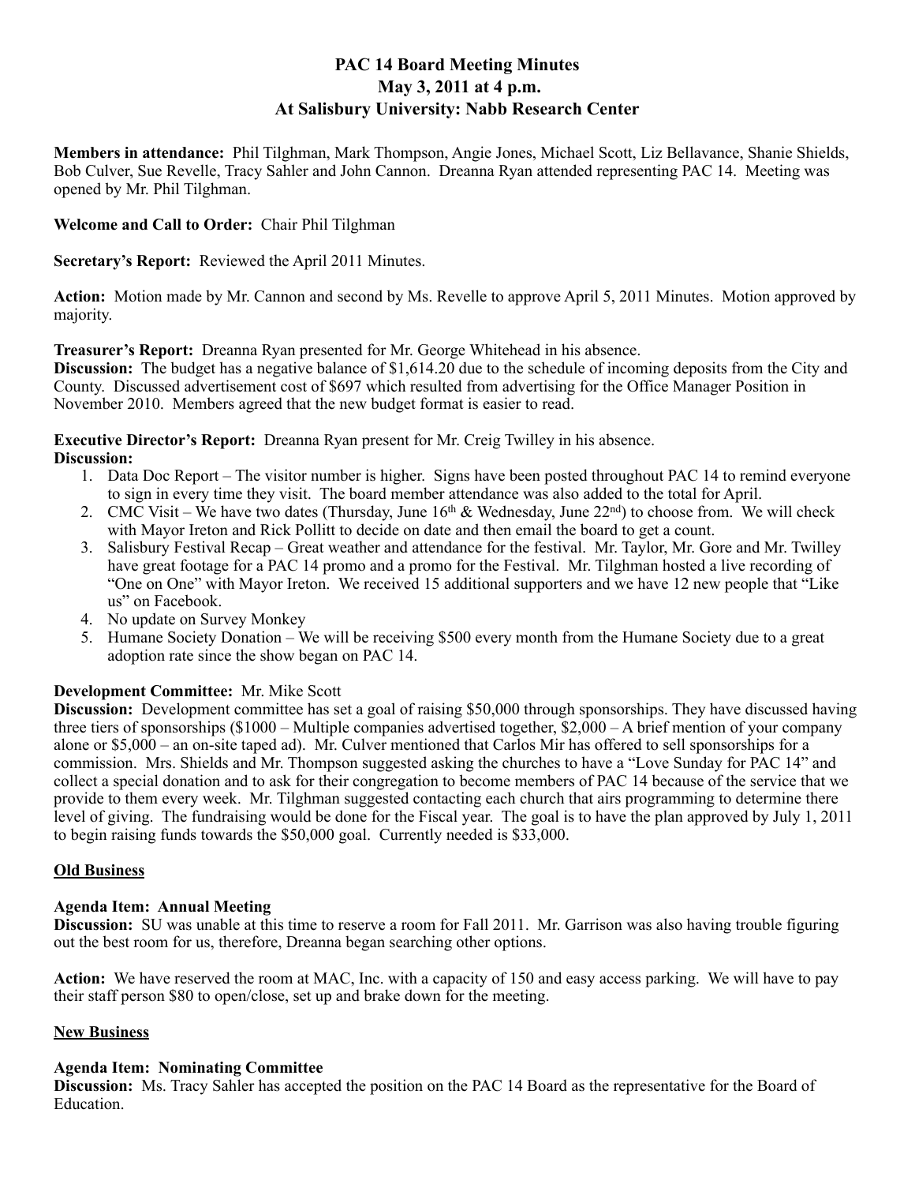# PAC 14 Board Meeting Minutes
## May 3, 2011 at 4 p.m.
## At Salisbury University: Nabb Research Center

**Members in attendance:** Phil Tilghman, Mark Thompson, Angie Jones, Michael Scott, Liz Bellavance, Shanie Shields, Bob Culver, Sue Revelle, Tracy Sahler and John Cannon. Dreanna Ryan attended representing PAC 14. Meeting was opened by Mr. Phil Tilghman.

**Welcome and Call to Order:** Chair Phil Tilghman

**Secretary's Report:** Reviewed the April 2011 Minutes.

**Action:** Motion made by Mr. Cannon and second by Ms. Revelle to approve April 5, 2011 Minutes. Motion approved by majority.

**Treasurer's Report:** Dreanna Ryan presented for Mr. George Whitehead in his absence.
**Discussion:** The budget has a negative balance of $1,614.20 due to the schedule of incoming deposits from the City and County. Discussed advertisement cost of $697 which resulted from advertising for the Office Manager Position in November 2010. Members agreed that the new budget format is easier to read.

**Executive Director's Report:** Dreanna Ryan present for Mr. Creig Twilley in his absence.
**Discussion:**

1. Data Doc Report – The visitor number is higher. Signs have been posted throughout PAC 14 to remind everyone to sign in every time they visit. The board member attendance was also added to the total for April.
2. CMC Visit – We have two dates (Thursday, June 16th & Wednesday, June 22nd) to choose from. We will check with Mayor Ireton and Rick Pollitt to decide on date and then email the board to get a count.
3. Salisbury Festival Recap – Great weather and attendance for the festival. Mr. Taylor, Mr. Gore and Mr. Twilley have great footage for a PAC 14 promo and a promo for the Festival. Mr. Tilghman hosted a live recording of "One on One" with Mayor Ireton. We received 15 additional supporters and we have 12 new people that "Like us" on Facebook.
4. No update on Survey Monkey
5. Humane Society Donation – We will be receiving $500 every month from the Humane Society due to a great adoption rate since the show began on PAC 14.

**Development Committee:** Mr. Mike Scott
**Discussion:** Development committee has set a goal of raising $50,000 through sponsorships. They have discussed having three tiers of sponsorships ($1000 – Multiple companies advertised together, $2,000 – A brief mention of your company alone or $5,000 – an on-site taped ad). Mr. Culver mentioned that Carlos Mir has offered to sell sponsorships for a commission. Mrs. Shields and Mr. Thompson suggested asking the churches to have a "Love Sunday for PAC 14" and collect a special donation and to ask for their congregation to become members of PAC 14 because of the service that we provide to them every week. Mr. Tilghman suggested contacting each church that airs programming to determine there level of giving. The fundraising would be done for the Fiscal year. The goal is to have the plan approved by July 1, 2011 to begin raising funds towards the $50,000 goal. Currently needed is $33,000.

## Old Business

**Agenda Item: Annual Meeting**
**Discussion:** SU was unable at this time to reserve a room for Fall 2011. Mr. Garrison was also having trouble figuring out the best room for us, therefore, Dreanna began searching other options.

**Action:** We have reserved the room at MAC, Inc. with a capacity of 150 and easy access parking. We will have to pay their staff person $80 to open/close, set up and brake down for the meeting.

## New Business

**Agenda Item: Nominating Committee**
**Discussion:** Ms. Tracy Sahler has accepted the position on the PAC 14 Board as the representative for the Board of Education.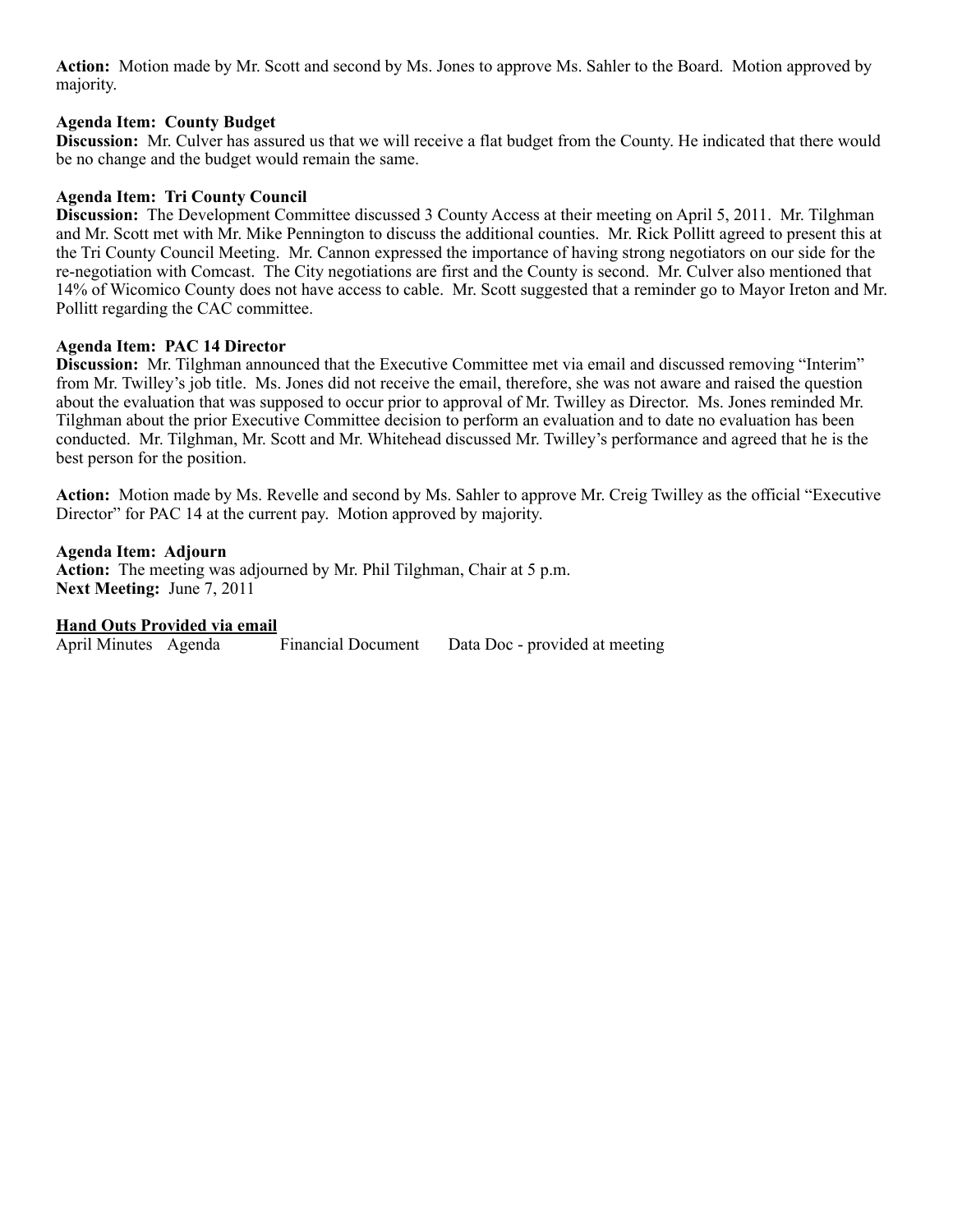**Action:** Motion made by Mr. Scott and second by Ms. Jones to approve Ms. Sahler to the Board. Motion approved by majority.

**Agenda Item: County Budget**
**Discussion:** Mr. Culver has assured us that we will receive a flat budget from the County. He indicated that there would be no change and the budget would remain the same.

**Agenda Item: Tri County Council**
**Discussion:** The Development Committee discussed 3 County Access at their meeting on April 5, 2011. Mr. Tilghman and Mr. Scott met with Mr. Mike Pennington to discuss the additional counties. Mr. Rick Pollitt agreed to present this at the Tri County Council Meeting. Mr. Cannon expressed the importance of having strong negotiators on our side for the re-negotiation with Comcast. The City negotiations are first and the County is second. Mr. Culver also mentioned that 14% of Wicomico County does not have access to cable. Mr. Scott suggested that a reminder go to Mayor Ireton and Mr. Pollitt regarding the CAC committee.

**Agenda Item: PAC 14 Director**
**Discussion:** Mr. Tilghman announced that the Executive Committee met via email and discussed removing "Interim" from Mr. Twilley's job title. Ms. Jones did not receive the email, therefore, she was not aware and raised the question about the evaluation that was supposed to occur prior to approval of Mr. Twilley as Director. Ms. Jones reminded Mr. Tilghman about the prior Executive Committee decision to perform an evaluation and to date no evaluation has been conducted. Mr. Tilghman, Mr. Scott and Mr. Whitehead discussed Mr. Twilley's performance and agreed that he is the best person for the position.

**Action:** Motion made by Ms. Revelle and second by Ms. Sahler to approve Mr. Creig Twilley as the official "Executive Director" for PAC 14 at the current pay. Motion approved by majority.

**Agenda Item: Adjourn**
**Action:** The meeting was adjourned by Mr. Phil Tilghman, Chair at 5 p.m.
**Next Meeting:** June 7, 2011

**Hand Outs Provided via email**
April Minutes  Agenda  Financial Document  Data Doc - provided at meeting